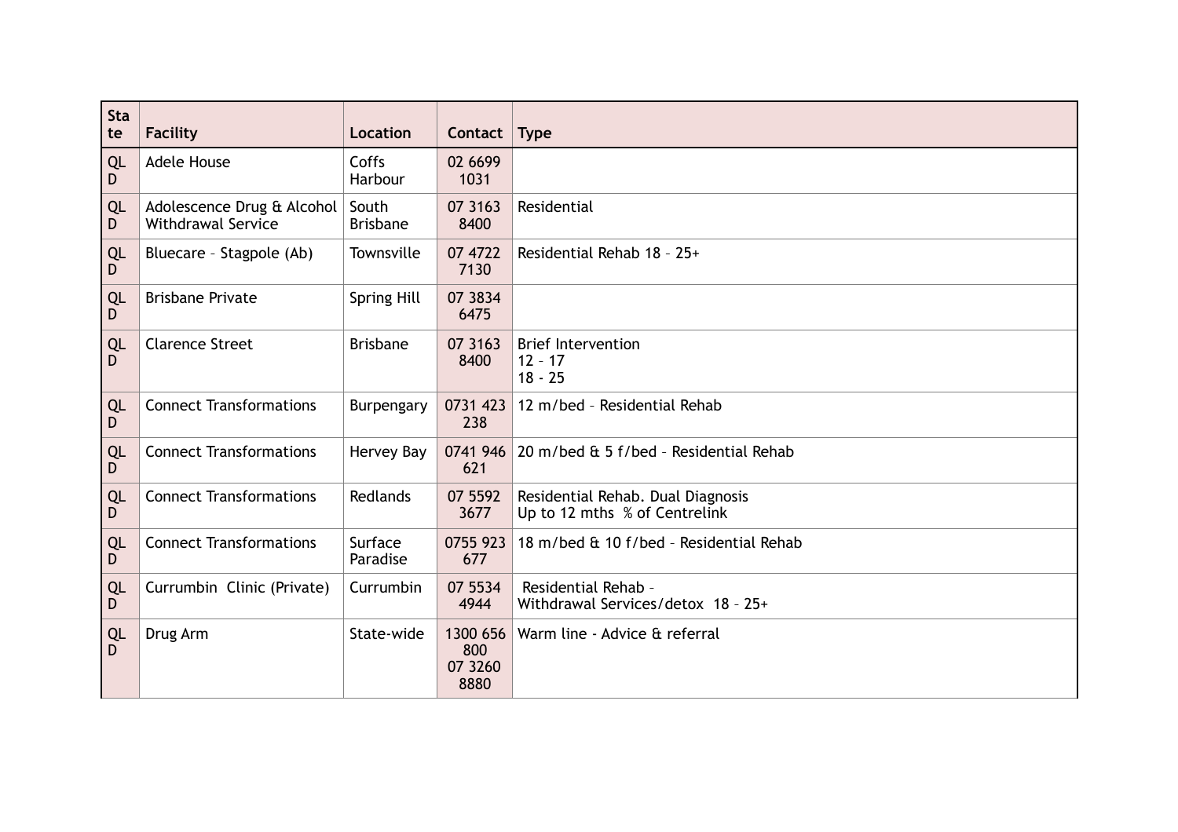| State | Facility | Location | Contact | Type |
|---|---|---|---|---|
| QLD | Adele House | Coffs Harbour | 02 6699 1031 | |
| QLD | Adolescence Drug & Alcohol Withdrawal Service | South Brisbane | 07 3163 8400 | Residential |
| QLD | Bluecare – Stagpole (Ab) | Townsville | 07 4722 7130 | Residential Rehab 18 – 25+ |
| QLD | Brisbane Private | Spring Hill | 07 3834 6475 | |
| QLD | Clarence Street | Brisbane | 07 3163 8400 | Brief Intervention<br>12 – 17<br>18 - 25 |
| QLD | Connect Transformations | Burpengary | 0731 423 238 | 12 m/bed – Residential Rehab |
| QLD | Connect Transformations | Hervey Bay | 0741 946 621 | 20 m/bed & 5 f/bed – Residential Rehab |
| QLD | Connect Transformations | Redlands | 07 5592 3677 | Residential Rehab. Dual Diagnosis<br>Up to 12 mths % of Centrelink |
| QLD | Connect Transformations | Surface Paradise | 0755 923 677 | 18 m/bed & 10 f/bed – Residential Rehab |
| QLD | Currumbin Clinic (Private) | Currumbin | 07 5534 4944 | Residential Rehab –<br>Withdrawal Services/detox 18 – 25+ |
| QLD | Drug Arm | State-wide | 1300 656 800<br>07 3260 8880 | Warm line - Advice & referral |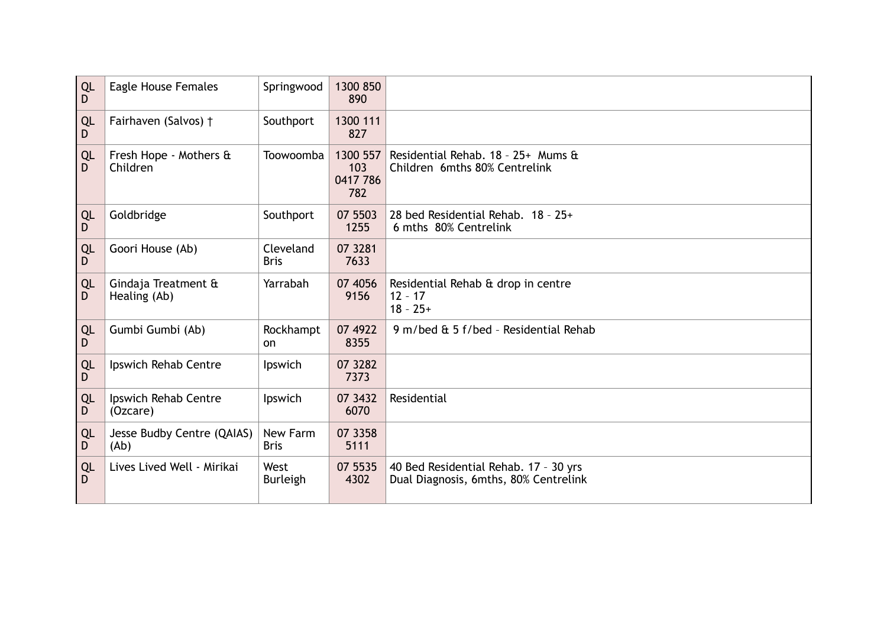| QLD | Eagle House Females | Springwood | 1300 850 890 | |
|---|---|---|---|---|
| QLD | Fairhaven (Salvos) † | Southport | 1300 111 827 | |
| QLD | Fresh Hope - Mothers & Children | Toowoomba | 1300 557 103 0417 786 782 | Residential Rehab. 18 – 25+ Mums & Children 6mths 80% Centrelink |
| QLD | Goldbridge | Southport | 07 5503 1255 | 28 bed Residential Rehab. 18 – 25+ 6 mths 80% Centrelink |
| QLD | Goori House (Ab) | Cleveland Bris | 07 3281 7633 | |
| QLD | Gindaja Treatment & Healing (Ab) | Yarrabah | 07 4056 9156 | Residential Rehab & drop in centre 12 – 17 18 – 25+ |
| QLD | Gumbi Gumbi (Ab) | Rockhampton | 07 4922 8355 | 9 m/bed & 5 f/bed – Residential Rehab |
| QLD | Ipswich Rehab Centre | Ipswich | 07 3282 7373 | |
| QLD | Ipswich Rehab Centre (Ozcare) | Ipswich | 07 3432 6070 | Residential |
| QLD | Jesse Budby Centre (QAIAS) (Ab) | New Farm Bris | 07 3358 5111 | |
| QLD | Lives Lived Well - Mirikai | West Burleigh | 07 5535 4302 | 40 Bed Residential Rehab. 17 – 30 yrs Dual Diagnosis, 6mths, 80% Centrelink |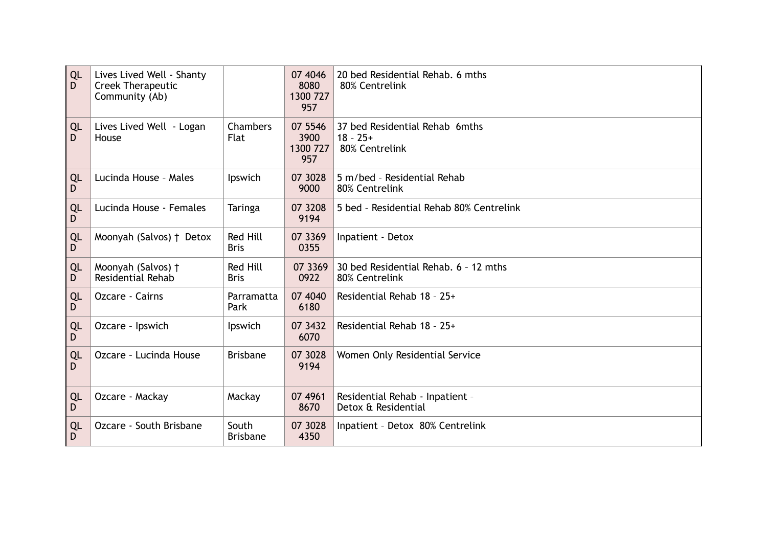| QLD | Lives Lived Well - Shanty Creek Therapeutic Community (Ab) | | 07 4046 8080 1300 727 957 | 20 bed Residential Rehab. 6 mths 80% Centrelink |
|---|---|---|---|---|
| QLD | Lives Lived Well - Logan House | Chambers Flat | 07 5546 3900 1300 727 957 | 37 bed Residential Rehab 6mths 18 – 25+ 80% Centrelink |
| QLD | Lucinda House – Males | Ipswich | 07 3028 9000 | 5 m/bed – Residential Rehab 80% Centrelink |
| QLD | Lucinda House - Females | Taringa | 07 3208 9194 | 5 bed – Residential Rehab 80% Centrelink |
| QLD | Moonyah (Salvos) † Detox | Red Hill Bris | 07 3369 0355 | Inpatient - Detox |
| QLD | Moonyah (Salvos) † Residential Rehab | Red Hill Bris | 07 3369 0922 | 30 bed Residential Rehab. 6 – 12 mths 80% Centrelink |
| QLD | Ozcare - Cairns | Parramatta Park | 07 4040 6180 | Residential Rehab 18 – 25+ |
| QLD | Ozcare – Ipswich | Ipswich | 07 3432 6070 | Residential Rehab 18 – 25+ |
| QLD | Ozcare – Lucinda House | Brisbane | 07 3028 9194 | Women Only Residential Service |
| QLD | Ozcare - Mackay | Mackay | 07 4961 8670 | Residential Rehab - Inpatient – Detox & Residential |
| QLD | Ozcare - South Brisbane | South Brisbane | 07 3028 4350 | Inpatient – Detox 80% Centrelink |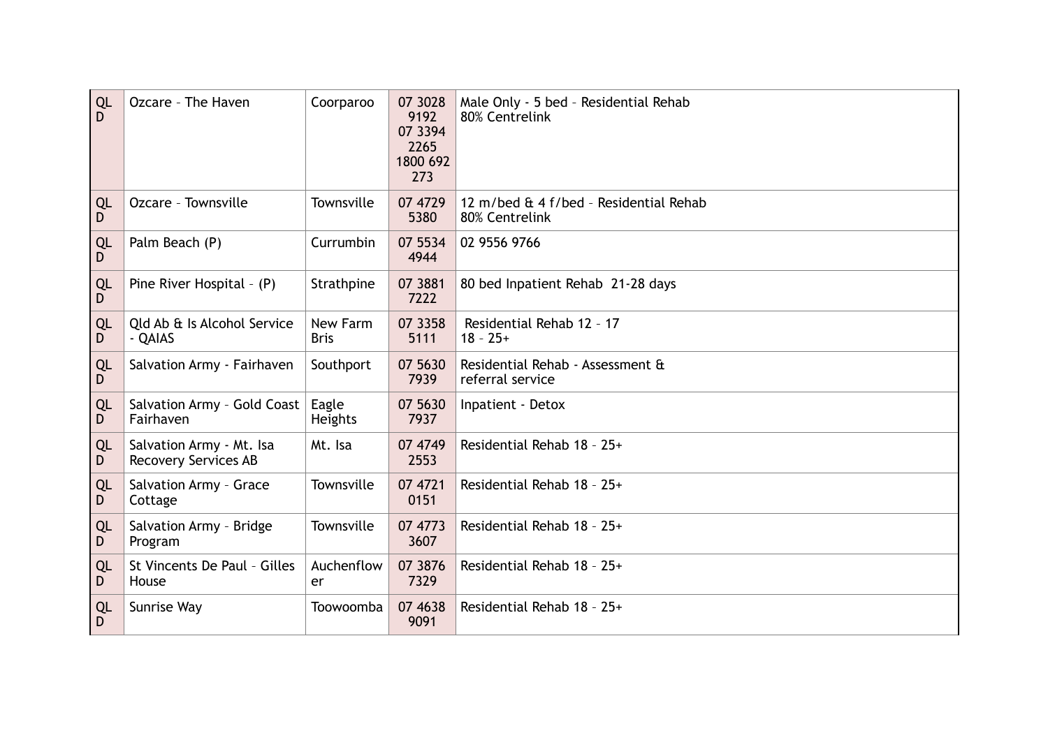| QLD | Ozcare – The Haven | Coorparoo | 07 3028 9192 07 3394 2265 1800 692 273 | Male Only - 5 bed – Residential Rehab 80% Centrelink |
|---|---|---|---|---|
| QLD | Ozcare – Townsville | Townsville | 07 4729 5380 | 12 m/bed & 4 f/bed – Residential Rehab 80% Centrelink |
| QLD | Palm Beach (P) | Currumbin | 07 5534 4944 | 02 9556 9766 |
| QLD | Pine River Hospital – (P) | Strathpine | 07 3881 7222 | 80 bed Inpatient Rehab 21-28 days |
| QLD | Qld Ab & Is Alcohol Service - QAIAS | New Farm Bris | 07 3358 5111 | Residential Rehab 12 – 17 18 – 25+ |
| QLD | Salvation Army - Fairhaven | Southport | 07 5630 7939 | Residential Rehab - Assessment & referral service |
| QLD | Salvation Army – Gold Coast Fairhaven | Eagle Heights | 07 5630 7937 | Inpatient - Detox |
| QLD | Salvation Army - Mt. Isa Recovery Services AB | Mt. Isa | 07 4749 2553 | Residential Rehab 18 – 25+ |
| QLD | Salvation Army – Grace Cottage | Townsville | 07 4721 0151 | Residential Rehab 18 – 25+ |
| QLD | Salvation Army – Bridge Program | Townsville | 07 4773 3607 | Residential Rehab 18 – 25+ |
| QLD | St Vincents De Paul – Gilles House | Auchenflower | 07 3876 7329 | Residential Rehab 18 – 25+ |
| QLD | Sunrise Way | Toowoomba | 07 4638 9091 | Residential Rehab 18 – 25+ |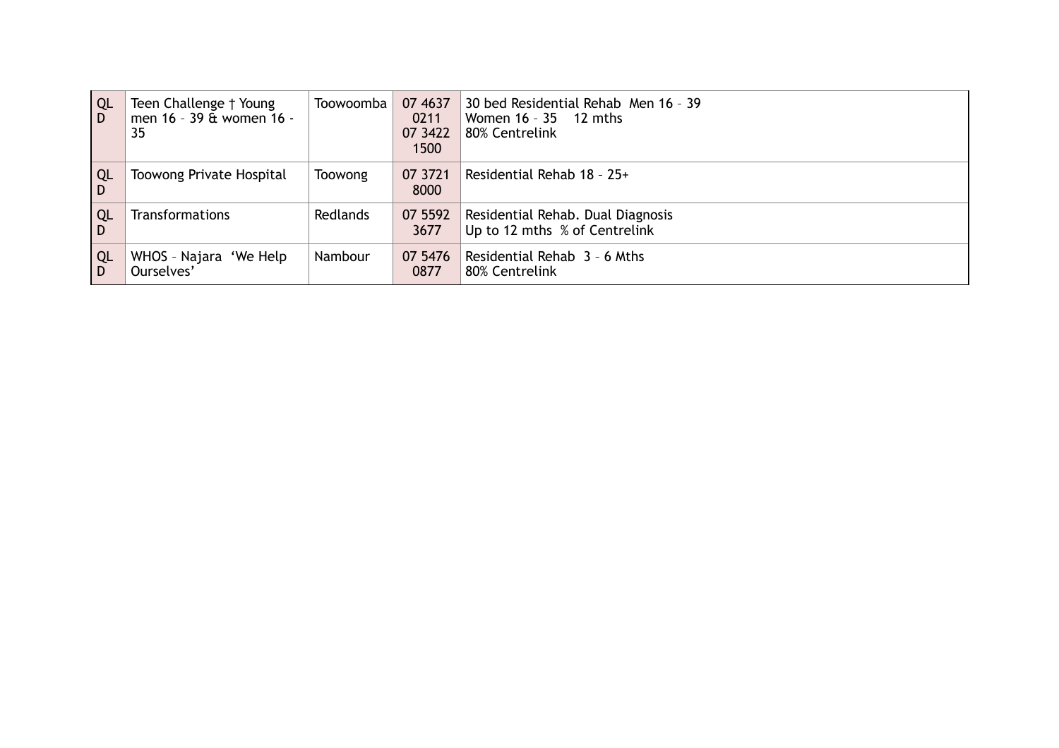| | | | | |
|---|---|---|---|---|
| QLD | Teen Challenge † Young men 16 – 39 & women 16 - 35 | Toowoomba | 07 4637 0211 07 3422 1500 | 30 bed Residential Rehab Men 16 – 39 Women 16 – 35 12 mths 80% Centrelink |
| QLD | Toowong Private Hospital | Toowong | 07 3721 8000 | Residential Rehab 18 – 25+ |
| QLD | Transformations | Redlands | 07 5592 3677 | Residential Rehab. Dual Diagnosis Up to 12 mths % of Centrelink |
| QLD | WHOS – Najara 'We Help Ourselves' | Nambour | 07 5476 0877 | Residential Rehab 3 – 6 Mths 80% Centrelink |